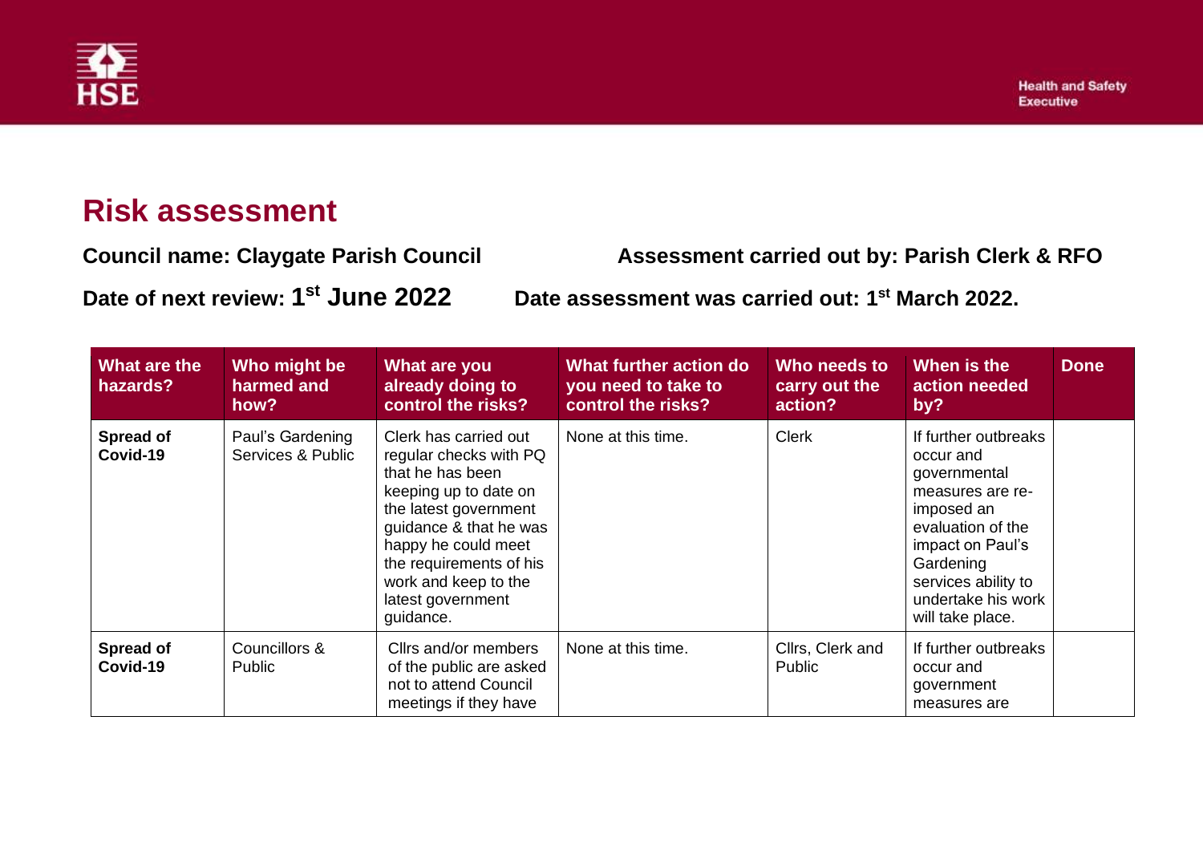# Risk assessment

**Council name: Claygate Parish Council** **Assessment carried out by: Parish Clerk & RFO**

**Date of next review: 1st June 2022** **Date assessment was carried out: 1st March 2022.**

| What are the hazards? | Who might be harmed and how? | What are you already doing to control the risks? | What further action do you need to take to control the risks? | Who needs to carry out the action? | When is the action needed by? | Done |
|---|---|---|---|---|---|---|
| **Spread of Covid-19** | Paul's Gardening Services & Public | Clerk has carried out regular checks with PQ that he has been keeping up to date on the latest government guidance & that he was happy he could meet the requirements of his work and keep to the latest government guidance. | None at this time. | Clerk | If further outbreaks occur and governmental measures are re-imposed an evaluation of the impact on Paul's Gardening services ability to undertake his work will take place. | |
| **Spread of Covid-19** | Councillors & Public | Cllrs and/or members of the public are asked not to attend Council meetings if they have | None at this time. | Cllrs, Clerk and Public | If further outbreaks occur and government measures are | |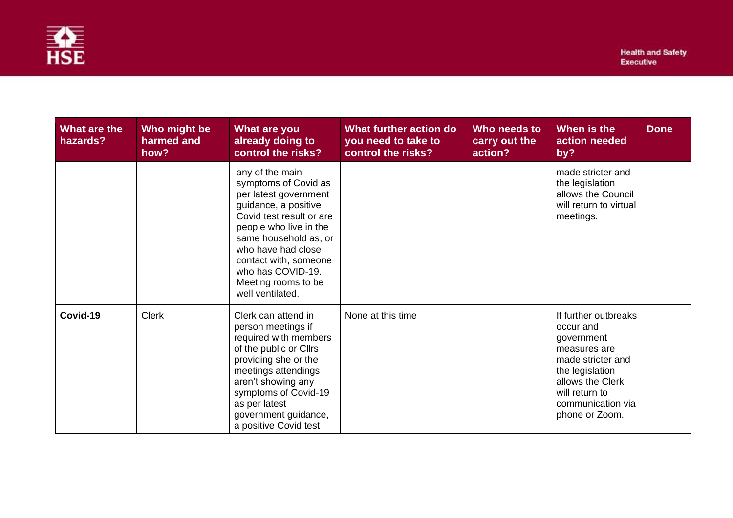| What are the hazards? | Who might be harmed and how? | What are you already doing to control the risks? | What further action do you need to take to control the risks? | Who needs to carry out the action? | When is the action needed by? | Done |
|---|---|---|---|---|---|---|
| | | any of the main symptoms of Covid as per latest government guidance, a positive Covid test result or are people who live in the same household as, or who have had close contact with, someone who has COVID-19. Meeting rooms to be well ventilated. | | | made stricter and the legislation allows the Council will return to virtual meetings. | |
| **Covid-19** | Clerk | Clerk can attend in person meetings if required with members of the public or Cllrs providing she or the meetings attendings aren't showing any symptoms of Covid-19 as per latest government guidance, a positive Covid test | None at this time | | If further outbreaks occur and government measures are made stricter and the legislation allows the Clerk will return to communication via phone or Zoom. | |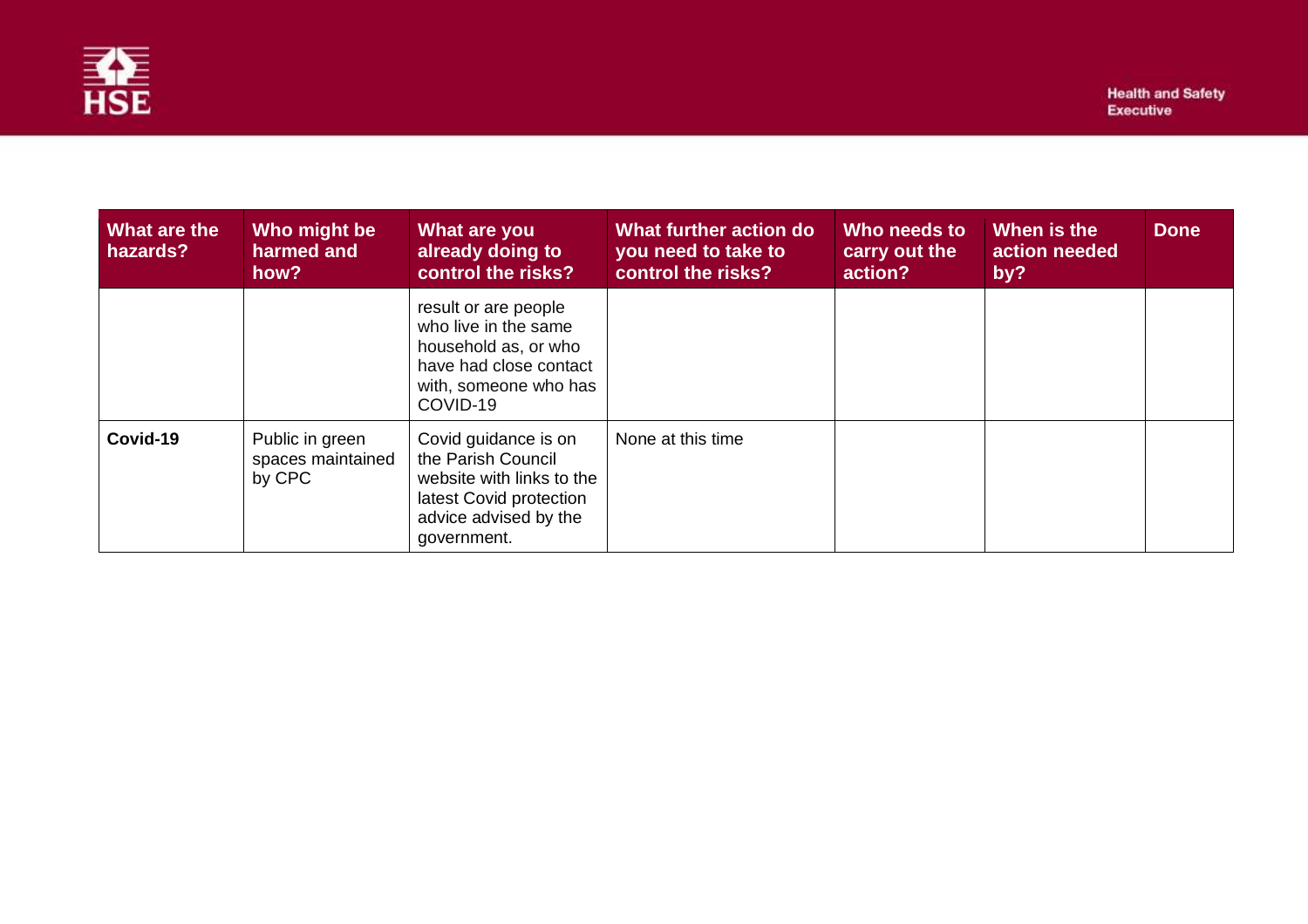| What are the hazards? | Who might be harmed and how? | What are you already doing to control the risks? | What further action do you need to take to control the risks? | Who needs to carry out the action? | When is the action needed by? | Done |
|---|---|---|---|---|---|---|
| | | result or are people who live in the same household as, or who have had close contact with, someone who has COVID-19 | | | | |
| **Covid-19** | Public in green spaces maintained by CPC | Covid guidance is on the Parish Council website with links to the latest Covid protection advice advised by the government. | None at this time | | | |